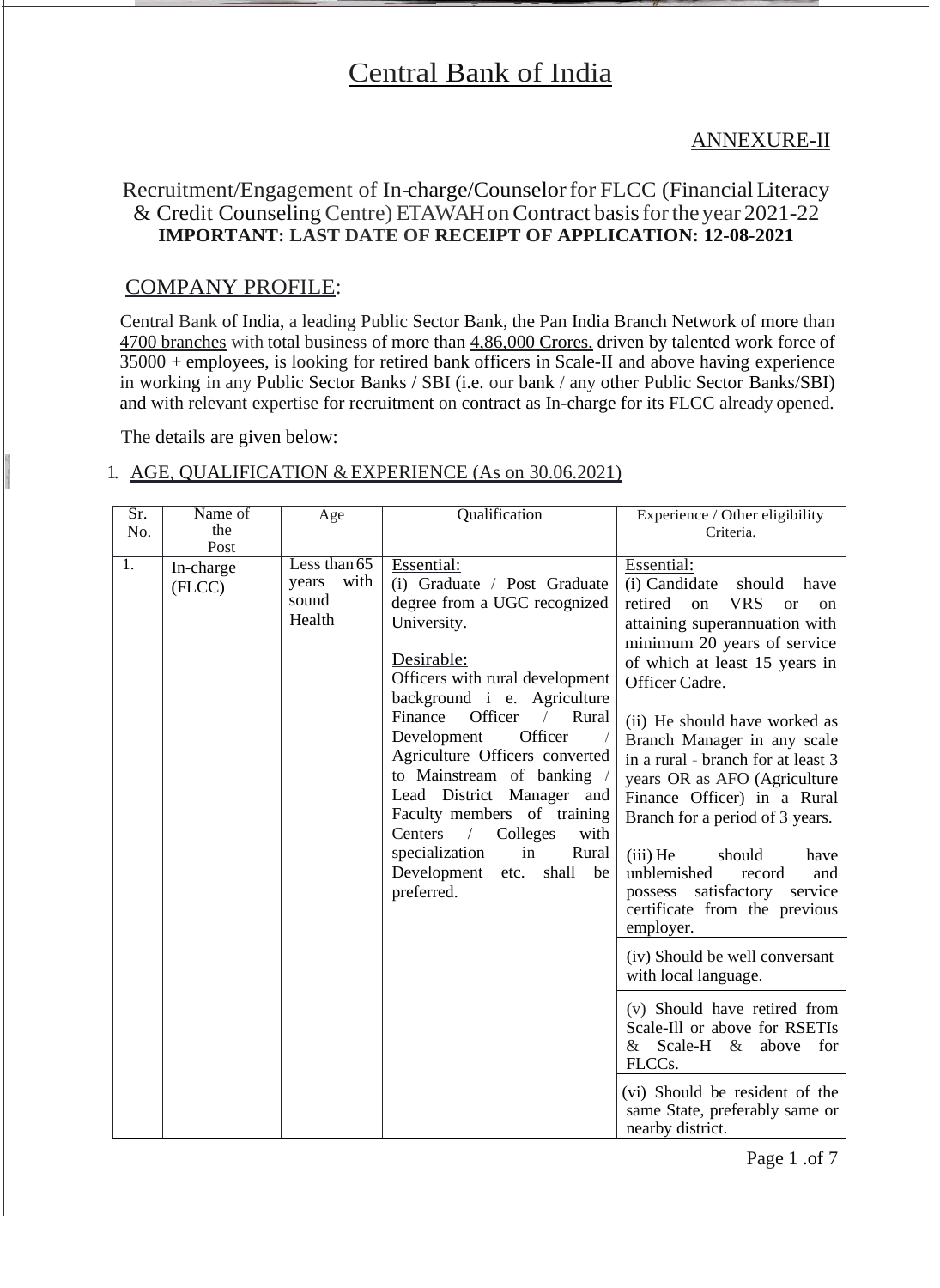# Central Bank of India

## ANNEXURE-II

Recruitment/Engagement of In-charge/Counselor for FLCC (Financial Literacy & Credit Counseling Centre) ETAWAH on Contract basis for the year 2021-22
**IMPORTANT: LAST DATE OF RECEIPT OF APPLICATION: 12-08-2021**

## COMPANY PROFILE:

Central Bank of India, a leading Public Sector Bank, the Pan India Branch Network of more than 4700 branches with total business of more than 4,86,000 Crores, driven by talented work force of 35000 + employees, is looking for retired bank officers in Scale-II and above having experience in working in any Public Sector Banks / SBI (i.e. our bank / any other Public Sector Banks/SBI) and with relevant expertise for recruitment on contract as In-charge for its FLCC already opened.

The details are given below:

1. AGE, QUALIFICATION & EXPERIENCE (As on 30.06.2021)

| Sr. No. | Name of the Post | Age | Qualification | Experience / Other eligibility Criteria. |
|---|---|---|---|---|
| 1. | In-charge (FLCC) | Less than 65 years with sound Health | Essential:<br>(i) Graduate / Post Graduate degree from a UGC recognized University.<br><br>Desirable:<br>Officers with rural development background i e. Agriculture Finance Officer / Rural Development Officer / Agriculture Officers converted to Mainstream of banking / Lead District Manager and Faculty members of training Centers / Colleges with specialization in Rural Development etc. shall be preferred. | Essential:<br>(i) Candidate should have retired on VRS or on attaining superannuation with minimum 20 years of service of which at least 15 years in Officer Cadre.<br><br>(ii) He should have worked as Branch Manager in any scale in a rural - branch for at least 3 years OR as AFO (Agriculture Finance Officer) in a Rural Branch for a period of 3 years.<br><br>(iii) He should have unblemished record and possess satisfactory service certificate from the previous employer.<br><br>(iv) Should be well conversant with local language.<br><br>(v) Should have retired from Scale-Ill or above for RSETIs & Scale-H & above for FLCCs.<br><br>(vi) Should be resident of the same State, preferably same or nearby district. |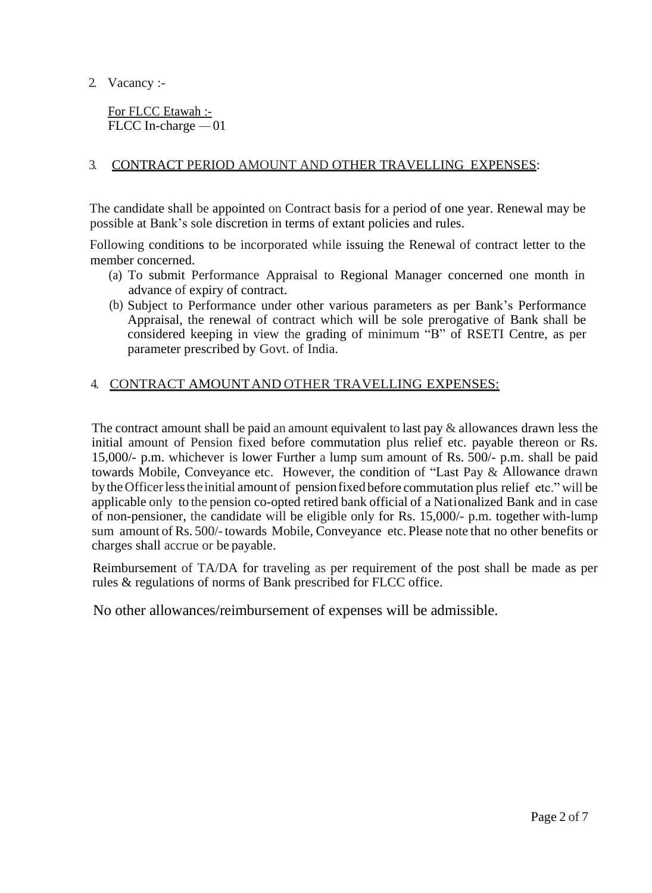2. Vacancy :-

<u>For FLCC Etawah :-</u>
FLCC In-charge — 01

3. <u>CONTRACT PERIOD AMOUNT AND OTHER TRAVELLING EXPENSES</u>:

The candidate shall be appointed on Contract basis for a period of one year. Renewal may be possible at Bank's sole discretion in terms of extant policies and rules.

Following conditions to be incorporated while issuing the Renewal of contract letter to the member concerned.

(a) To submit Performance Appraisal to Regional Manager concerned one month in advance of expiry of contract.

(b) Subject to Performance under other various parameters as per Bank's Performance Appraisal, the renewal of contract which will be sole prerogative of Bank shall be considered keeping in view the grading of minimum "B" of RSETI Centre, as per parameter prescribed by Govt. of India.

4. <u>CONTRACT AMOUNT AND OTHER TRAVELLING EXPENSES:</u>

The contract amount shall be paid an amount equivalent to last pay & allowances drawn less the initial amount of Pension fixed before commutation plus relief etc. payable thereon or Rs. 15,000/- p.m. whichever is lower Further a lump sum amount of Rs. 500/- p.m. shall be paid towards Mobile, Conveyance etc. However, the condition of "Last Pay & Allowance drawn by the Officer less the initial amount of pension fixed before commutation plus relief etc." will be applicable only to the pension co-opted retired bank official of a Nationalized Bank and in case of non-pensioner, the candidate will be eligible only for Rs. 15,000/- p.m. together with-lump sum amount of Rs. 500/- towards Mobile, Conveyance etc. Please note that no other benefits or charges shall accrue or be payable.

Reimbursement of TA/DA for traveling as per requirement of the post shall be made as per rules & regulations of norms of Bank prescribed for FLCC office.

No other allowances/reimbursement of expenses will be admissible.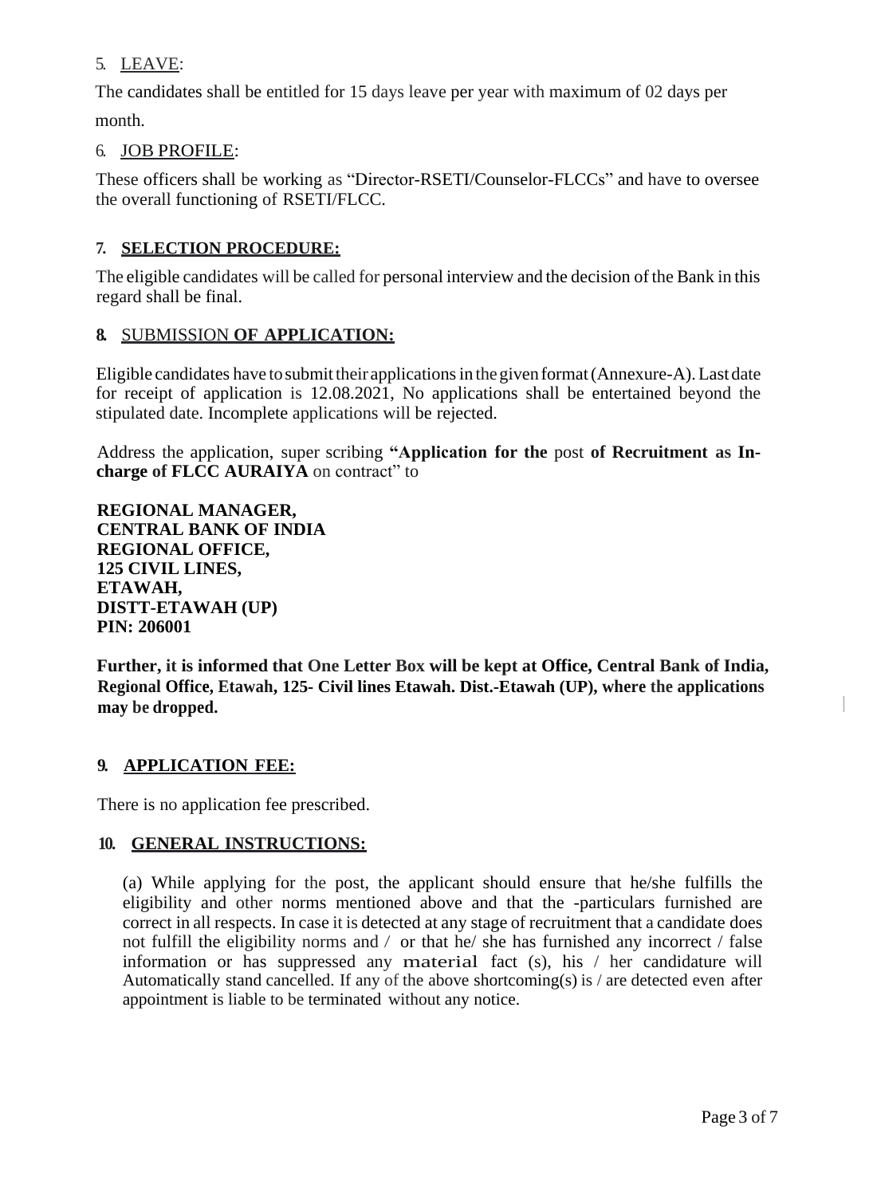5. <u>LEAVE</u>:

The candidates shall be entitled for 15 days leave per year with maximum of 02 days per month.

6. <u>JOB PROFILE</u>:

These officers shall be working as "Director-RSETI/Counselor-FLCCs" and have to oversee the overall functioning of RSETI/FLCC.

**7. <u>SELECTION PROCEDURE:</u>**

The eligible candidates will be called for personal interview and the decision of the Bank in this regard shall be final.

**8.** <u>SUBMISSION **OF APPLICATION:**</u>

Eligible candidates have to submit their applications in the given format (Annexure-A). Last date for receipt of application is 12.08.2021, No applications shall be entertained beyond the stipulated date. Incomplete applications will be rejected.

Address the application, super scribing **"Application for the** post **of Recruitment as In-charge of FLCC AURAIYA** on contract" to

**REGIONAL MANAGER,**
**CENTRAL BANK OF INDIA**
**REGIONAL OFFICE,**
**125 CIVIL LINES,**
**ETAWAH,**
**DISTT-ETAWAH (UP)**
**PIN: 206001**

**Further, it is informed that One Letter Box will be kept at Office, Central Bank of India, Regional Office, Etawah, 125- Civil lines Etawah. Dist.-Etawah (UP), where the applications may be dropped.**

**9. <u>APPLICATION FEE:</u>**

There is no application fee prescribed.

**10. <u>GENERAL INSTRUCTIONS:</u>**

(a) While applying for the post, the applicant should ensure that he/she fulfills the eligibility and other norms mentioned above and that the -particulars furnished are correct in all respects. In case it is detected at any stage of recruitment that a candidate does not fulfill the eligibility norms and / or that he/ she has furnished any incorrect / false information or has suppressed any material fact (s), his / her candidature will Automatically stand cancelled. If any of the above shortcoming(s) is / are detected even after appointment is liable to be terminated without any notice.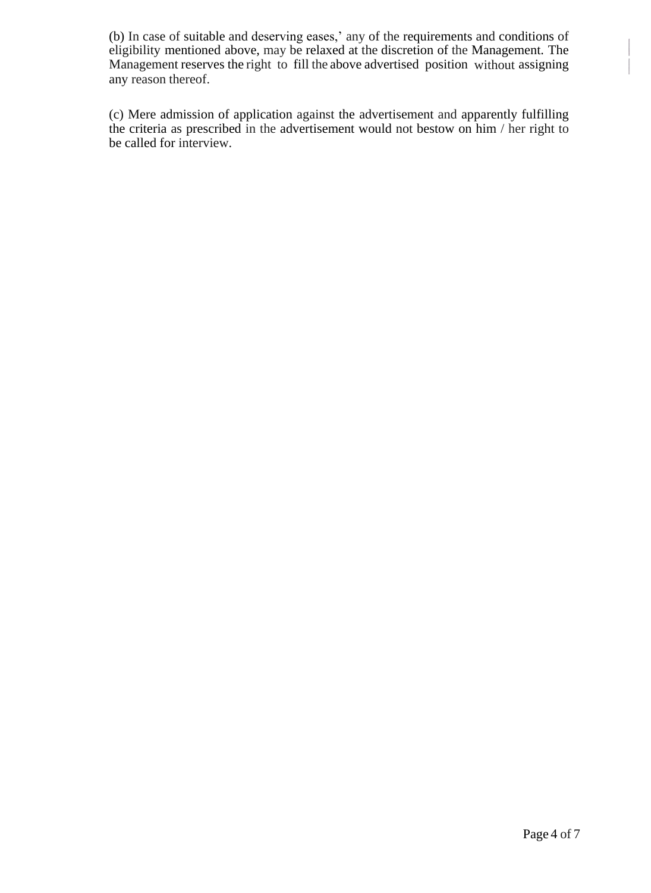(b) In case of suitable and deserving eases,' any of the requirements and conditions of eligibility mentioned above, may be relaxed at the discretion of the Management. The Management reserves the right to fill the above advertised position without assigning any reason thereof.

(c) Mere admission of application against the advertisement and apparently fulfilling the criteria as prescribed in the advertisement would not bestow on him / her right to be called for interview.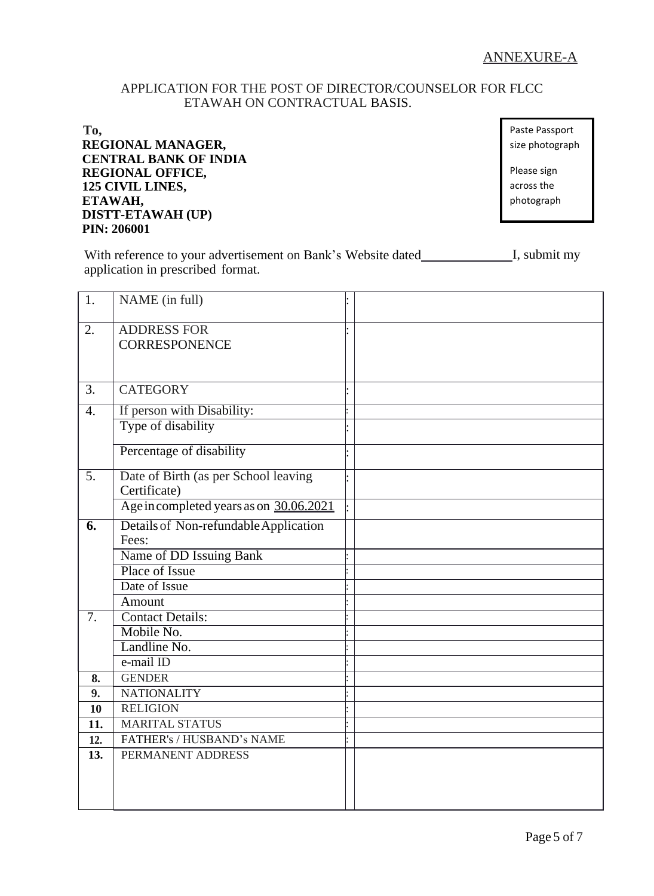ANNEXURE-A

APPLICATION FOR THE POST OF DIRECTOR/COUNSELOR FOR FLCC ETAWAH ON CONTRACTUAL BASIS.

**To,**
**REGIONAL MANAGER,**
**CENTRAL BANK OF INDIA**
**REGIONAL OFFICE,**
**125 CIVIL LINES,**
**ETAWAH,**
**DISTT-ETAWAH (UP)**
**PIN: 206001**

Paste Passport size photograph

Please sign across the photograph

With reference to your advertisement on Bank's Website dated\_\_\_\_\_\_\_\_\_\_\_\_\_ I, submit my application in prescribed format.

| | | | |
|---|---|---|---|
| 1. | NAME (in full) | : | |
| 2. | ADDRESS FOR CORRESPONENCE | : | |
| 3. | CATEGORY | : | |
| 4. | If person with Disability: | : | |
| | Type of disability | : | |
| | Percentage of disability | : | |
| 5. | Date of Birth (as per School leaving Certificate) | : | |
| | Age in completed years as on 30.06.2021 | : | |
| **6.** | Details of Non-refundable Application Fees: | | |
| | Name of DD Issuing Bank | : | |
| | Place of Issue | : | |
| | Date of Issue | : | |
| | Amount | : | |
| 7. | Contact Details: | : | |
| | Mobile No. | : | |
| | Landline No. | : | |
| | e-mail ID | : | |
| **8.** | GENDER | : | |
| **9.** | NATIONALITY | : | |
| **10** | RELIGION | : | |
| **11.** | MARITAL STATUS | : | |
| **12.** | FATHER's / HUSBAND's NAME | : | |
| **13.** | PERMANENT ADDRESS | | |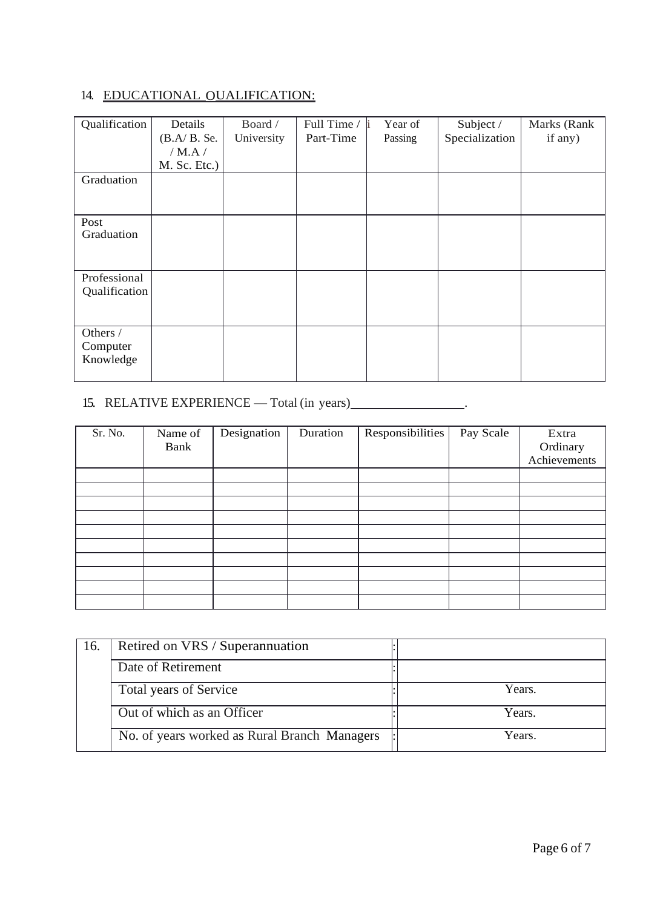## 14. EDUCATIONAL QUALIFICATION:

| Qualification | Details (B.A/ B. Se. / M.A / M. Sc. Etc.) | Board / University | Full Time / Part-Time | Year of Passing | Subject / Specialization | Marks (Rank if any) |
|---|---|---|---|---|---|---|
| Graduation | | | | | | |
| Post Graduation | | | | | | |
| Professional Qualification | | | | | | |
| Others / Computer Knowledge | | | | | | |

## 15. RELATIVE EXPERIENCE — Total (in years)\_\_\_\_\_\_\_\_\_\_\_\_\_\_\_\_\_\_.

| Sr. No. | Name of Bank | Designation | Duration | Responsibilities | Pay Scale | Extra Ordinary Achievements |
|---|---|---|---|---|---|---|
| | | | | | | |
| | | | | | | |
| | | | | | | |
| | | | | | | |
| | | | | | | |
| | | | | | | |
| | | | | | | |
| | | | | | | |
| | | | | | | |
| | | | | | | |

| 16. | Retired on VRS / Superannuation | : | |
|---|---|---|---|
| | Date of Retirement | : | |
| | Total years of Service | : | Years. |
| | Out of which as an Officer | : | Years. |
| | No. of years worked as Rural Branch Managers | : | Years. |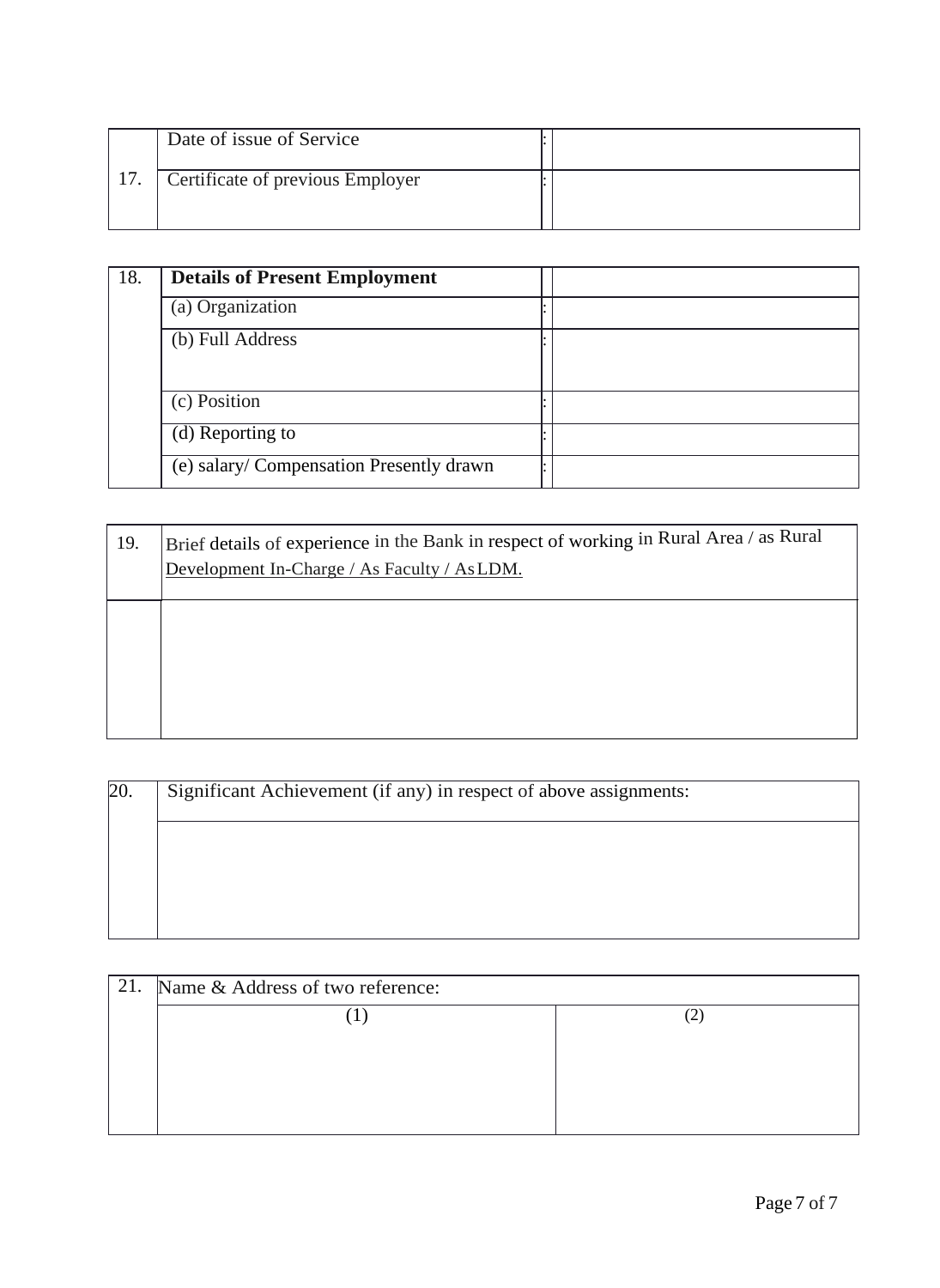| 17. | Date of issue of Service Certificate of previous Employer | : | |
|---|---|---|---|

| 18. | **Details of Present Employment** | | |
|---|---|---|---|
| | (a) Organization | : | |
| | (b) Full Address | : | |
| | (c) Position | : | |
| | (d) Reporting to | : | |
| | (e) salary/ Compensation Presently drawn | : | |

| 19. | Brief details of experience in the Bank in respect of working in Rural Area / as Rural Development In-Charge / As Faculty / As LDM. |
|---|---|
| | |

| 20. | Significant Achievement (if any) in respect of above assignments: |
|---|---|
| | |

| 21. | Name & Address of two reference: | |
|---|---|---|
| | (1) | (2) |
| | | |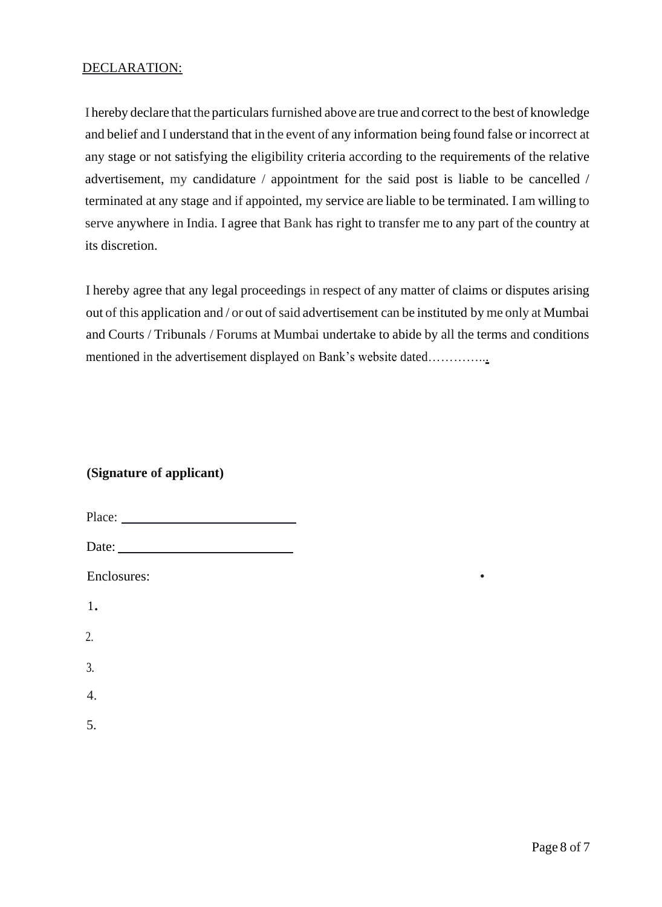DECLARATION:

I hereby declare that the particulars furnished above are true and correct to the best of knowledge and belief and I understand that in the event of any information being found false or incorrect at any stage or not satisfying the eligibility criteria according to the requirements of the relative advertisement, my candidature / appointment for the said post is liable to be cancelled / terminated at any stage and if appointed, my service are liable to be terminated. I am willing to serve anywhere in India. I agree that Bank has right to transfer me to any part of the country at its discretion.

I hereby agree that any legal proceedings in respect of any matter of claims or disputes arising out of this application and / or out of said advertisement can be instituted by me only at Mumbai and Courts / Tribunals / Forums at Mumbai undertake to abide by all the terms and conditions mentioned in the advertisement displayed on Bank's website dated…………..

**(Signature of applicant)**

Place: ___________________________

Date: ___________________________

Enclosures:

1.

2.

3.

4.

5.